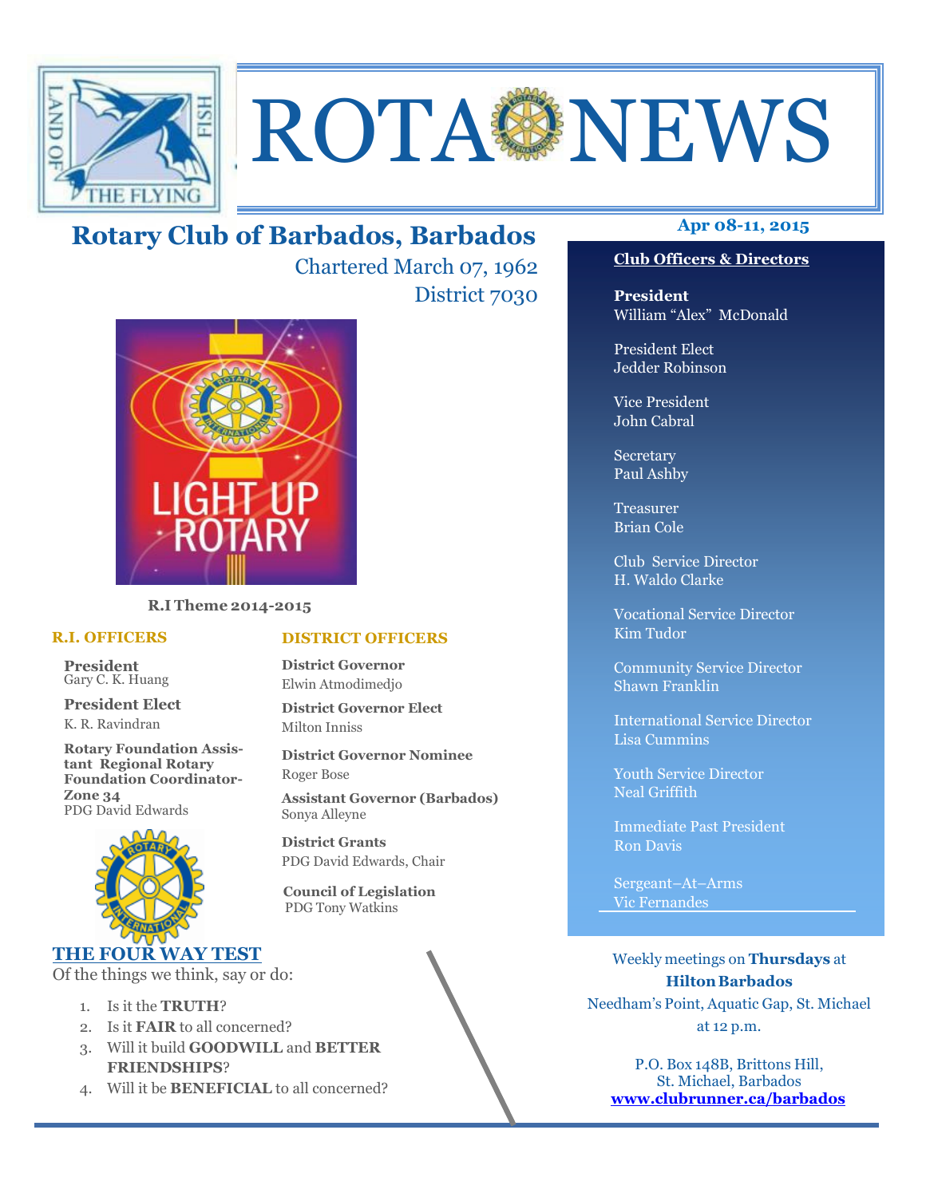# ROTA NEWS

## Rotary Club of Barbados, Barbados

Chartered March 07, 1962

District 7030

**Apr 08-11, 2015**

R.I Theme 2014-2015

### R.I. OFFICERS

**President**
Gary C. K. Huang

**President Elect**
K. R. Ravindran

**Rotary Foundation Assistant Regional Rotary Foundation Coordinator-Zone 34**
PDG David Edwards

### DISTRICT OFFICERS

**District Governor**
Elwin Atmodimedjo

**District Governor Elect**
Milton Inniss

**District Governor Nominee**
Roger Bose

**Assistant Governor (Barbados)**
Sonya Alleyne

**District Grants**
PDG David Edwards, Chair

**Council of Legislation**
PDG Tony Watkins

### THE FOUR WAY TEST

Of the things we think, say or do:

1. Is it the **TRUTH**?
2. Is it **FAIR** to all concerned?
3. Will it build **GOODWILL** and **BETTER FRIENDSHIPS**?
4. Will it be **BENEFICIAL** to all concerned?

### Club Officers & Directors

**President**
William "Alex" McDonald

President Elect
Jedder Robinson

Vice President
John Cabral

Secretary
Paul Ashby

Treasurer
Brian Cole

Club Service Director
H. Waldo Clarke

Vocational Service Director
Kim Tudor

Community Service Director
Shawn Franklin

International Service Director
Lisa Cummins

Youth Service Director
Neal Griffith

Immediate Past President
Ron Davis

Sergeant–At–Arms
Vic Fernandes

Weekly meetings on **Thursdays** at **Hilton Barbados**
Needham's Point, Aquatic Gap, St. Michael
at 12 p.m.

P.O. Box 148B, Brittons Hill,
St. Michael, Barbados
**www.clubrunner.ca/barbados**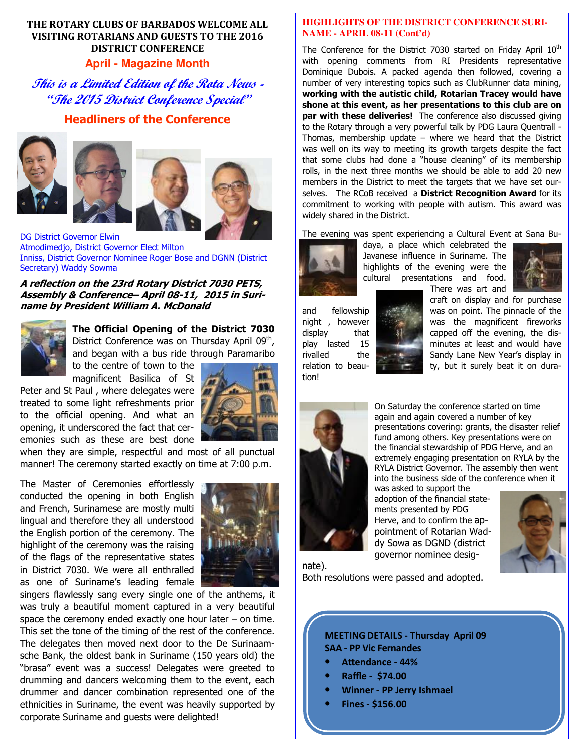## THE ROTARY CLUBS OF BARBADOS WELCOME ALL VISITING ROTARIANS AND GUESTS TO THE 2016 DISTRICT CONFERENCE

### April - Magazine Month

*This is a Limited Edition of the Rota News - "The 2015 District Conference Special"*

### Headliners of the Conference

DG District Governor Elwin Atmodimedjo, District Governor Elect Milton Inniss, District Governor Nominee Roger Bose and DGNN (District Secretary) Waddy Sowma

***A reflection on the 23rd Rotary District 7030 PETS, Assembly & Conference– April 08-11, 2015 in Suriname by President William A. McDonald***

**The Official Opening of the District 7030** District Conference was on Thursday April 09th, and began with a bus ride through Paramaribo to the centre of town to the magnificent Basilica of St Peter and St Paul , where delegates were treated to some light refreshments prior to the official opening. And what an opening, it underscored the fact that ceremonies such as these are best done when they are simple, respectful and most of all punctual manner! The ceremony started exactly on time at 7:00 p.m.

The Master of Ceremonies effortlessly conducted the opening in both English and French, Surinamese are mostly multi lingual and therefore they all understood the English portion of the ceremony. The highlight of the ceremony was the raising of the flags of the representative states in District 7030. We were all enthralled as one of Suriname's leading female singers flawlessly sang every single one of the anthems, it was truly a beautiful moment captured in a very beautiful space the ceremony ended exactly one hour later – on time. This set the tone of the timing of the rest of the conference. The delegates then moved next door to the De Surinaamsche Bank, the oldest bank in Suriname (150 years old) the "brasa" event was a success! Delegates were greeted to drumming and dancers welcoming them to the event, each drummer and dancer combination represented one of the ethnicities in Suriname, the event was heavily supported by corporate Suriname and guests were delighted!

### HIGHLIGHTS OF THE DISTRICT CONFERENCE SURINAME - APRIL 08-11 (Cont'd)

The Conference for the District 7030 started on Friday April 10th with opening comments from RI Presidents representative Dominique Dubois. A packed agenda then followed, covering a number of very interesting topics such as ClubRunner data mining, **working with the autistic child, Rotarian Tracey would have shone at this event, as her presentations to this club are on par with these deliveries!** The conference also discussed giving to the Rotary through a very powerful talk by PDG Laura Quentrall - Thomas, membership update – where we heard that the District was well on its way to meeting its growth targets despite the fact that some clubs had done a "house cleaning" of its membership rolls, in the next three months we should be able to add 20 new members in the District to meet the targets that we have set ourselves. The RCoB received a **District Recognition Award** for its commitment to working with people with autism. This award was widely shared in the District.

The evening was spent experiencing a Cultural Event at Sana Budaya, a place which celebrated the Javanese influence in Suriname. The highlights of the evening were the cultural presentations and food. There was art and craft on display and for purchase and fellowship night , however was on point. The pinnacle of the was the magnificent fireworks display that capped off the evening, the display lasted 15 minutes at least and would have rivalled the Sandy Lane New Year's display in relation to beauty, but it surely beat it on duration!

On Saturday the conference started on time again and again covered a number of key presentations covering: grants, the disaster relief fund among others. Key presentations were on the financial stewardship of PDG Herve, and an extremely engaging presentation on RYLA by the RYLA District Governor. The assembly then went into the business side of the conference when it was asked to support the adoption of the financial statements presented by PDG Herve, and to confirm the appointment of Rotarian Waddy Sowa as DGND (district governor nominee designate).

Both resolutions were passed and adopted.

**MEETING DETAILS - Thursday April 09**
**SAA - PP Vic Fernandes**

- **Attendance - 44%**
- **Raffle - $74.00**
- **Winner - PP Jerry Ishmael**
- **Fines - $156.00**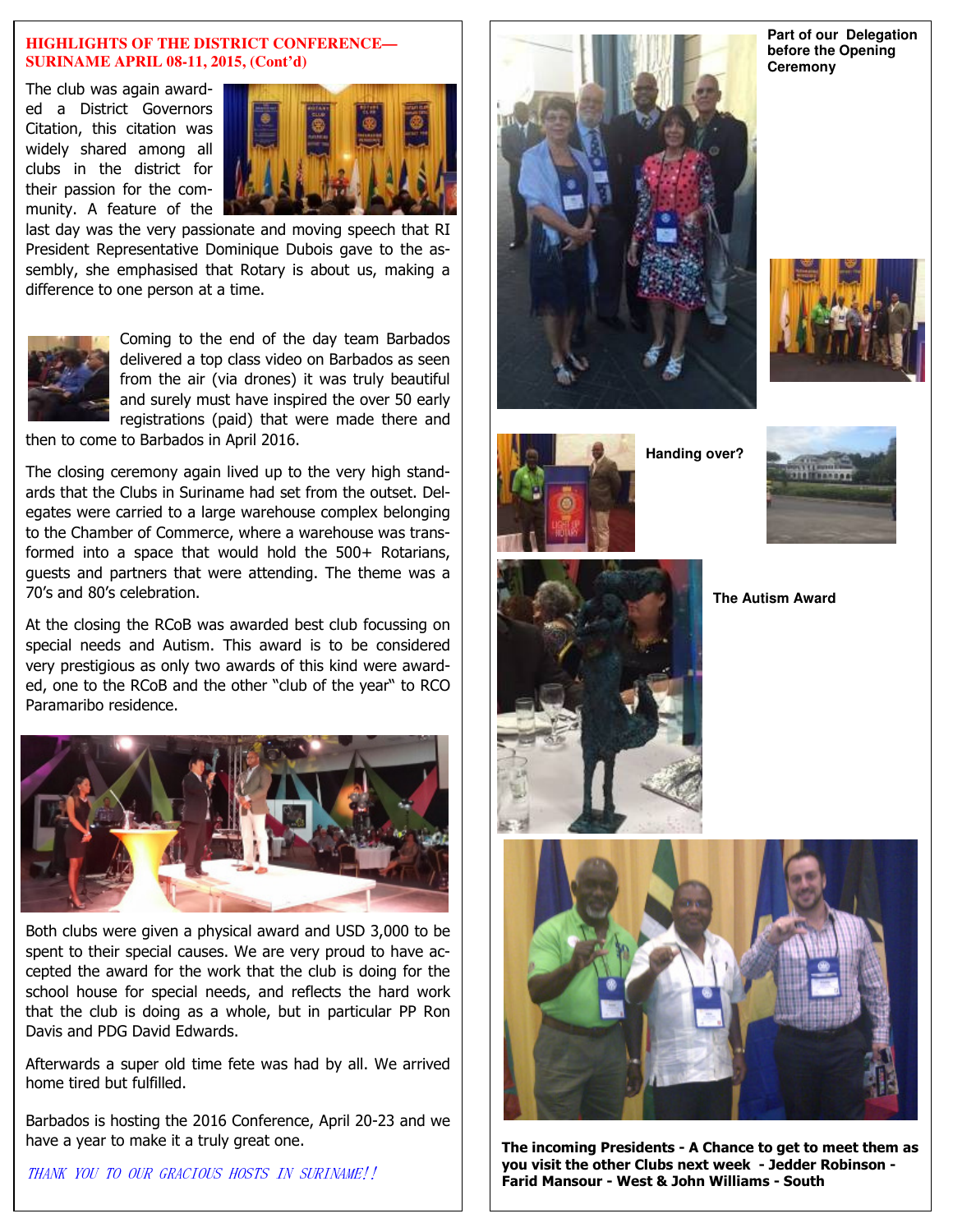## HIGHLIGHTS OF THE DISTRICT CONFERENCE—SURINAME APRIL 08-11, 2015, (Cont'd)

The club was again awarded a District Governors Citation, this citation was widely shared among all clubs in the district for their passion for the community. A feature of the last day was the very passionate and moving speech that RI President Representative Dominique Dubois gave to the assembly, she emphasised that Rotary is about us, making a difference to one person at a time.

Coming to the end of the day team Barbados delivered a top class video on Barbados as seen from the air (via drones) it was truly beautiful and surely must have inspired the over 50 early registrations (paid) that were made there and then to come to Barbados in April 2016.

The closing ceremony again lived up to the very high standards that the Clubs in Suriname had set from the outset. Delegates were carried to a large warehouse complex belonging to the Chamber of Commerce, where a warehouse was transformed into a space that would hold the 500+ Rotarians, guests and partners that were attending. The theme was a 70's and 80's celebration.

At the closing the RCoB was awarded best club focussing on special needs and Autism. This award is to be considered very prestigious as only two awards of this kind were awarded, one to the RCoB and the other "club of the year" to RCO Paramaribo residence.

Both clubs were given a physical award and USD 3,000 to be spent to their special causes. We are very proud to have accepted the award for the work that the club is doing for the school house for special needs, and reflects the hard work that the club is doing as a whole, but in particular PP Ron Davis and PDG David Edwards.

Afterwards a super old time fete was had by all. We arrived home tired but fulfilled.

Barbados is hosting the 2016 Conference, April 20-23 and we have a year to make it a truly great one.

*THANK YOU TO OUR GRACIOUS HOSTS IN SURINAME!!*

**Part of our Delegation before the Opening Ceremony**

**Handing over?**

**The Autism Award**

**The incoming Presidents - A Chance to get to meet them as you visit the other Clubs next week - Jedder Robinson - Farid Mansour - West & John Williams - South**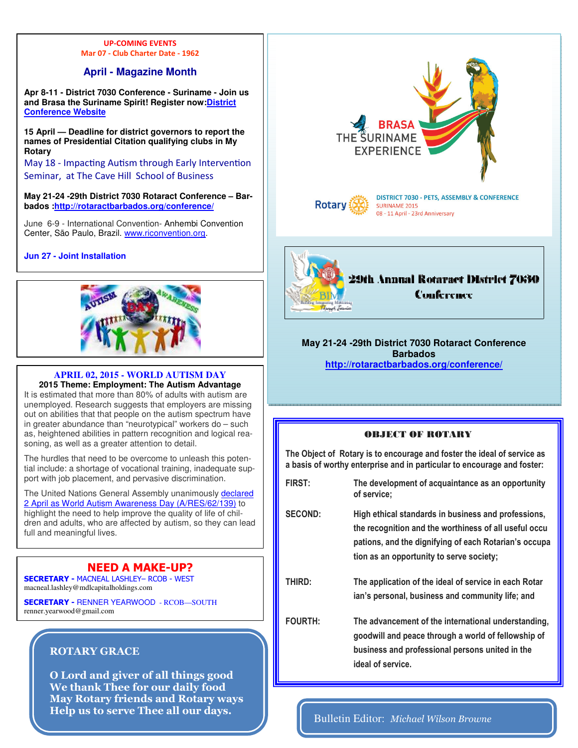**UP-COMING EVENTS**
**Mar 07 - Club Charter Date - 1962**

## April - Magazine Month

**Apr 8-11 - District 7030 Conference - Suriname - Join us and Brasa the Suriname Spirit! Register now:District Conference Website**

**15 April — Deadline for district governors to report the names of Presidential Citation qualifying clubs in My Rotary**

May 18 - Impacting Autism through Early Intervention Seminar, at The Cave Hill School of Business

**May 21-24 -29th District 7030 Rotaract Conference – Barbados :http://rotaractbarbados.org/conference/**

June 6-9 - International Convention- Anhembi Convention Center, São Paulo, Brazil. www.riconvention.org.

**Jun 27 - Joint Installation**

### APRIL 02, 2015 - WORLD AUTISM DAY

**2015 Theme: Employment: The Autism Advantage**

It is estimated that more than 80% of adults with autism are unemployed. Research suggests that employers are missing out on abilities that that people on the autism spectrum have in greater abundance than "neurotypical" workers do – such as, heightened abilities in pattern recognition and logical reasoning, as well as a greater attention to detail.

The hurdles that need to be overcome to unleash this potential include: a shortage of vocational training, inadequate support with job placement, and pervasive discrimination.

The United Nations General Assembly unanimously declared 2 April as World Autism Awareness Day (A/RES/62/139) to highlight the need to help improve the quality of life of children and adults, who are affected by autism, so they can lead full and meaningful lives.

## NEED A MAKE-UP?

**SECRETARY -** MACNEAL LASHLEY– RCOB - WEST
macneal.lashley@mdlcapitalholdings.com

**SECRETARY -** RENNER YEARWOOD - RCOB—SOUTH
renner.yearwood@gmail.com

### ROTARY GRACE

**O Lord and giver of all things good**
**We thank Thee for our daily food**
**May Rotary friends and Rotary ways**
**Help us to serve Thee all our days.**

BRASA
THE SURINAME EXPERIENCE

Rotary
DISTRICT 7030 - PETS, ASSEMBLY & CONFERENCE
SURINAME 2015
08 - 11 April - 23rd Anniversary

29th Annual Rotaract District 7030 Conference

**May 21-24 -29th District 7030 Rotaract Conference Barbados**
**http://rotaractbarbados.org/conference/**

### OBJECT OF ROTARY

**The Object of Rotary is to encourage and foster the ideal of service as a basis of worthy enterprise and in particular to encourage and foster:**

**FIRST:** The development of acquaintance as an opportunity of service;

**SECOND:** High ethical standards in business and professions, the recognition and the worthiness of all useful occupations, and the dignifying of each Rotarian's occupation as an opportunity to serve society;

**THIRD:** The application of the ideal of service in each Rotarian's personal, business and community life; and

**FOURTH:** The advancement of the international understanding, goodwill and peace through a world of fellowship of business and professional persons united in the ideal of service.

Bulletin Editor: *Michael Wilson Browne*